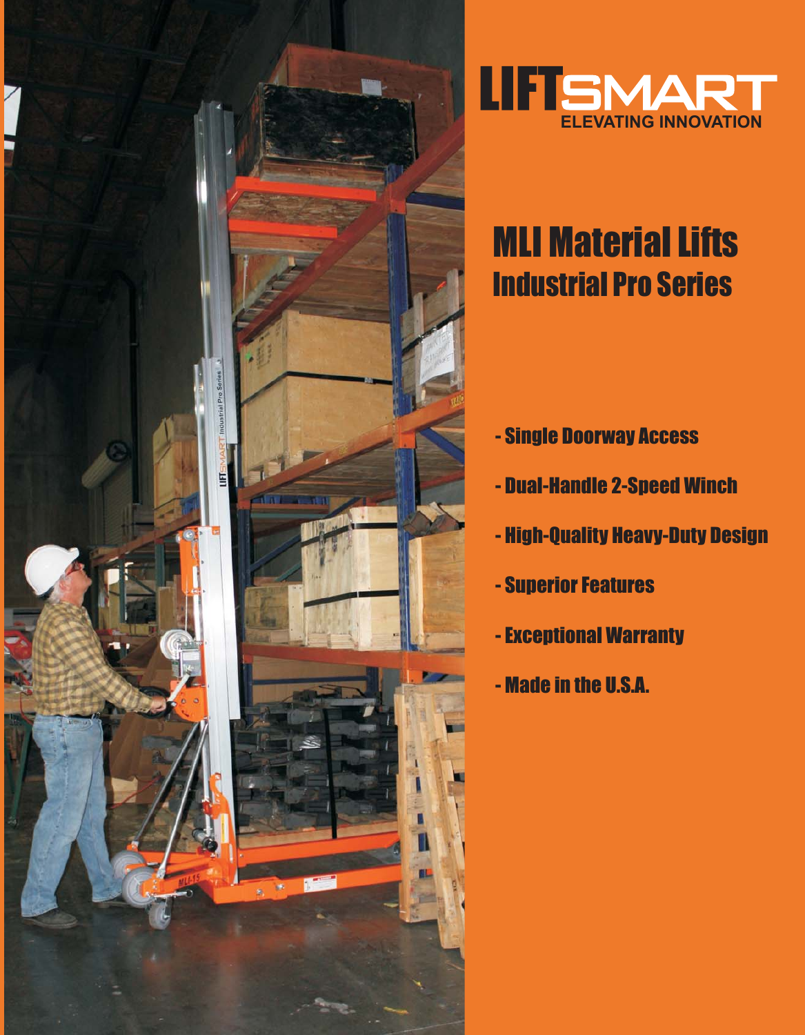# LIFTSMART

ELEVATING INNOVATION

## MLI Material Lifts

### Industrial Pro Series

- Single Doorway Access
- Dual-Handle 2-Speed Winch
- High-Quality Heavy-Duty Design
- Superior Features
- Exceptional Warranty
- Made in the U.S.A.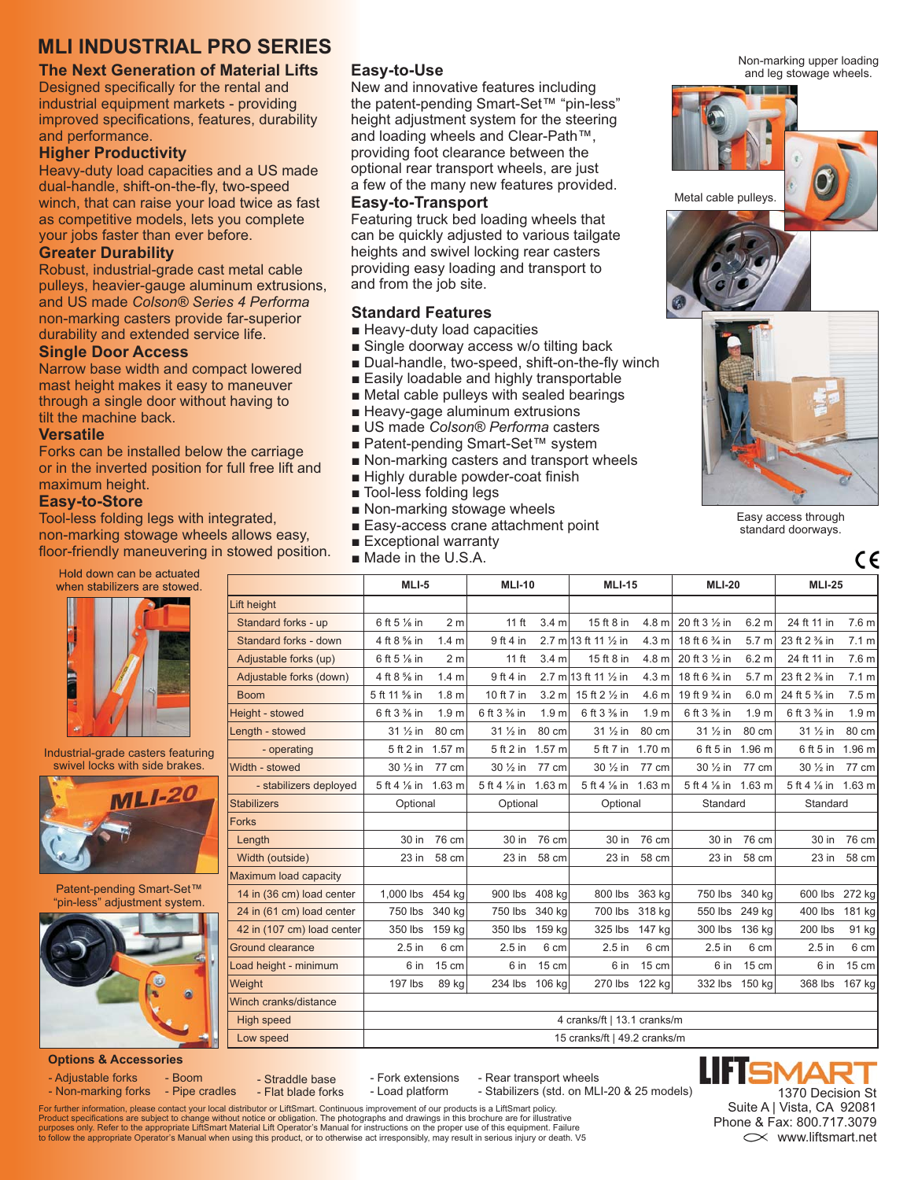# MLI INDUSTRIAL PRO SERIES

### The Next Generation of Material Lifts

Designed specifically for the rental and industrial equipment markets - providing improved specifications, features, durability and performance.

### Higher Productivity

Heavy-duty load capacities and a US made dual-handle, shift-on-the-fly, two-speed winch, that can raise your load twice as fast as competitive models, lets you complete your jobs faster than ever before.

### Greater Durability

Robust, industrial-grade cast metal cable pulleys, heavier-gauge aluminum extrusions, and US made *Colson® Series 4 Performa* non-marking casters provide far-superior durability and extended service life.

### Single Door Access

Narrow base width and compact lowered mast height makes it easy to maneuver through a single door without having to tilt the machine back.

### Versatile

Forks can be installed below the carriage or in the inverted position for full free lift and maximum height.

### Easy-to-Store

Tool-less folding legs with integrated, non-marking stowage wheels allows easy, floor-friendly maneuvering in stowed position.

### Easy-to-Use

New and innovative features including the patent-pending Smart-Set™ "pin-less" height adjustment system for the steering and loading wheels and Clear-Path™, providing foot clearance between the optional rear transport wheels, are just a few of the many new features provided.

### Easy-to-Transport

Featuring truck bed loading wheels that can be quickly adjusted to various tailgate heights and swivel locking rear casters providing easy loading and transport to and from the job site.

### Standard Features

- Heavy-duty load capacities
- Single doorway access w/o tilting back
- Dual-handle, two-speed, shift-on-the-fly winch
- Easily loadable and highly transportable
- Metal cable pulleys with sealed bearings
- Heavy-gage aluminum extrusions
- US made *Colson® Performa* casters
- Patent-pending Smart-Set™ system
- Non-marking casters and transport wheels
- Highly durable powder-coat finish
- Tool-less folding legs
- Non-marking stowage wheels
- Easy-access crane attachment point
- Exceptional warranty
- Made in the U.S.A.

Non-marking upper loading and leg stowage wheels.

Metal cable pulleys.

Easy access through standard doorways.

Hold down can be actuated when stabilizers are stowed.

Industrial-grade casters featuring swivel locks with side brakes.

Patent-pending Smart-Set™ "pin-less" adjustment system.

| | MLI-5 | | MLI-10 | | MLI-15 | | MLI-20 | | MLI-25 | |
|---|---|---|---|---|---|---|---|---|---|---|
| Lift height | | | | | | | | | | |
| Standard forks - up | 6 ft 5 ⅛ in | 2 m | 11 ft | 3.4 m | 15 ft 8 in | 4.8 m | 20 ft 3 ½ in | 6.2 m | 24 ft 11 in | 7.6 m |
| Standard forks - down | 4 ft 8 ⅝ in | 1.4 m | 9 ft 4 in | 2.7 m | 13 ft 11 ½ in | 4.3 m | 18 ft 6 ¾ in | 5.7 m | 23 ft 2 ⅜ in | 7.1 m |
| Adjustable forks (up) | 6 ft 5 ⅛ in | 2 m | 11 ft | 3.4 m | 15 ft 8 in | 4.8 m | 20 ft 3 ½ in | 6.2 m | 24 ft 11 in | 7.6 m |
| Adjustable forks (down) | 4 ft 8 ⅝ in | 1.4 m | 9 ft 4 in | 2.7 m | 13 ft 11 ½ in | 4.3 m | 18 ft 6 ¾ in | 5.7 m | 23 ft 2 ⅜ in | 7.1 m |
| Boom | 5 ft 11 ⅝ in | 1.8 m | 10 ft 7 in | 3.2 m | 15 ft 2 ½ in | 4.6 m | 19 ft 9 ¾ in | 6.0 m | 24 ft 5 ⅜ in | 7.5 m |
| Height - stowed | 6 ft 3 ⅜ in | 1.9 m | 6 ft 3 ⅜ in | 1.9 m | 6 ft 3 ⅜ in | 1.9 m | 6 ft 3 ⅜ in | 1.9 m | 6 ft 3 ⅜ in | 1.9 m |
| Length - stowed | 31 ½ in | 80 cm | 31 ½ in | 80 cm | 31 ½ in | 80 cm | 31 ½ in | 80 cm | 31 ½ in | 80 cm |
| - operating | 5 ft 2 in | 1.57 m | 5 ft 2 in | 1.57 m | 5 ft 7 in | 1.70 m | 6 ft 5 in | 1.96 m | 6 ft 5 in | 1.96 m |
| Width - stowed | 30 ½ in | 77 cm | 30 ½ in | 77 cm | 30 ½ in | 77 cm | 30 ½ in | 77 cm | 30 ½ in | 77 cm |
| - stabilizers deployed | 5 ft 4 ⅛ in | 1.63 m | 5 ft 4 ⅛ in | 1.63 m | 5 ft 4 ⅛ in | 1.63 m | 5 ft 4 ⅛ in | 1.63 m | 5 ft 4 ⅛ in | 1.63 m |
| Stabilizers | Optional | | Optional | | Optional | | Standard | | Standard | |
| Forks | | | | | | | | | | |
| Length | 30 in | 76 cm | 30 in | 76 cm | 30 in | 76 cm | 30 in | 76 cm | 30 in | 76 cm |
| Width (outside) | 23 in | 58 cm | 23 in | 58 cm | 23 in | 58 cm | 23 in | 58 cm | 23 in | 58 cm |
| Maximum load capacity | | | | | | | | | | |
| 14 in (36 cm) load center | 1,000 lbs | 454 kg | 900 lbs | 408 kg | 800 lbs | 363 kg | 750 lbs | 340 kg | 600 lbs | 272 kg |
| 24 in (61 cm) load center | 750 lbs | 340 kg | 750 lbs | 340 kg | 700 lbs | 318 kg | 550 lbs | 249 kg | 400 lbs | 181 kg |
| 42 in (107 cm) load center | 350 lbs | 159 kg | 350 lbs | 159 kg | 325 lbs | 147 kg | 300 lbs | 136 kg | 200 lbs | 91 kg |
| Ground clearance | 2.5 in | 6 cm | 2.5 in | 6 cm | 2.5 in | 6 cm | 2.5 in | 6 cm | 2.5 in | 6 cm |
| Load height - minimum | 6 in | 15 cm | 6 in | 15 cm | 6 in | 15 cm | 6 in | 15 cm | 6 in | 15 cm |
| Weight | 197 lbs | 89 kg | 234 lbs | 106 kg | 270 lbs | 122 kg | 332 lbs | 150 kg | 368 lbs | 167 kg |
| Winch cranks/distance | | | | | | | | | | |
| High speed | 4 cranks/ft \| 13.1 cranks/m | | | | | | | | | |
| Low speed | 15 cranks/ft \| 49.2 cranks/m | | | | | | | | | |

### Options & Accessories

- Adjustable forks
- Non-marking forks
- Boom
- Pipe cradles
- Straddle base
- Flat blade forks
- Fork extensions
- Load platform
- Rear transport wheels
- Stabilizers (std. on MLI-20 & 25 models)

For further information, please contact your local distributor or LiftSmart. Continuous improvement of our products is a LiftSmart policy. Product specifications are subject to change without notice or obligation. The photographs and drawings in this brochure are for illustrative purposes only. Refer to the appropriate LiftSmart Material Lift Operator's Manual for instructions on the proper use of this equipment. Failure to follow the appropriate Operator's Manual when using this product, or to otherwise act irresponsibly, may result in serious injury or death. V5

LIFTSMART
1370 Decision St
Suite A | Vista, CA 92081
Phone & Fax: 800.717.3079
www.liftsmart.net